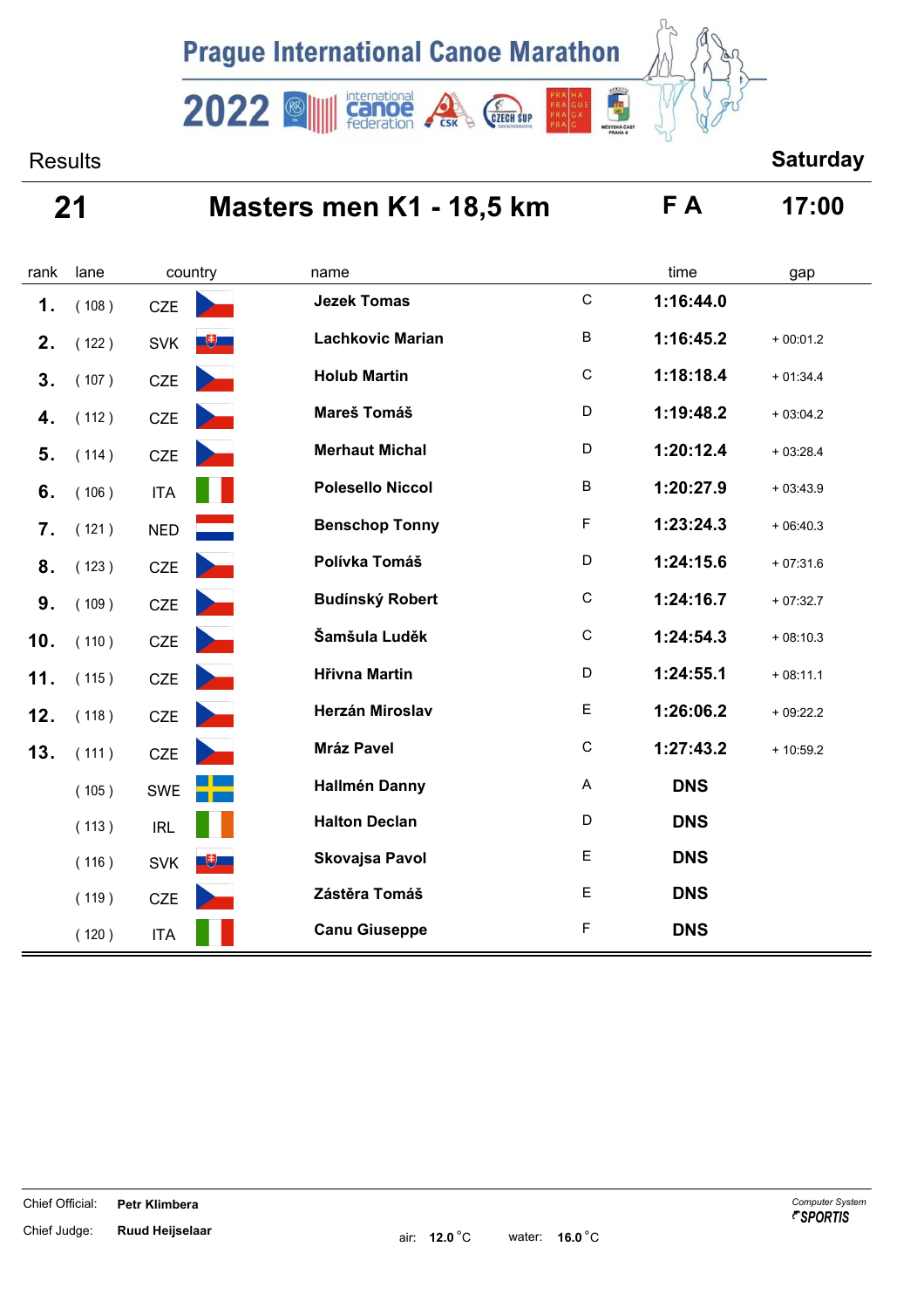# Prague International Canoe Marathon

2022

Results

Saturday

## 21 Masters men K1 - 18,5 km

F A 17:00

| rank | lane | country | name | | time | gap |
|---|---|---|---|---|---|---|
| 1. | ( 108 ) | CZE | Jezek Tomas | C | 1:16:44.0 | |
| 2. | ( 122 ) | SVK | Lachkovic Marian | B | 1:16:45.2 | + 00:01.2 |
| 3. | ( 107 ) | CZE | Holub Martin | C | 1:18:18.4 | + 01:34.4 |
| 4. | ( 112 ) | CZE | Mareš Tomáš | D | 1:19:48.2 | + 03:04.2 |
| 5. | ( 114 ) | CZE | Merhaut Michal | D | 1:20:12.4 | + 03:28.4 |
| 6. | ( 106 ) | ITA | Polesello Niccol | B | 1:20:27.9 | + 03:43.9 |
| 7. | ( 121 ) | NED | Benschop Tonny | F | 1:23:24.3 | + 06:40.3 |
| 8. | ( 123 ) | CZE | Polívka Tomáš | D | 1:24:15.6 | + 07:31.6 |
| 9. | ( 109 ) | CZE | Budínský Robert | C | 1:24:16.7 | + 07:32.7 |
| 10. | ( 110 ) | CZE | Šamšula Luděk | C | 1:24:54.3 | + 08:10.3 |
| 11. | ( 115 ) | CZE | Hřivna Martin | D | 1:24:55.1 | + 08:11.1 |
| 12. | ( 118 ) | CZE | Herzán Miroslav | E | 1:26:06.2 | + 09:22.2 |
| 13. | ( 111 ) | CZE | Mráz Pavel | C | 1:27:43.2 | + 10:59.2 |
| | ( 105 ) | SWE | Hallmén Danny | A | DNS | |
| | ( 113 ) | IRL | Halton Declan | D | DNS | |
| | ( 116 ) | SVK | Skovajsa Pavol | E | DNS | |
| | ( 119 ) | CZE | Zástěra Tomáš | E | DNS | |
| | ( 120 ) | ITA | Canu Giuseppe | F | DNS | |

Chief Official: **Petr Klimbera**

Chief Judge: **Ruud Heijselaar**

air: **12.0** °C water: **16.0** °C

*Computer System* SPORTIS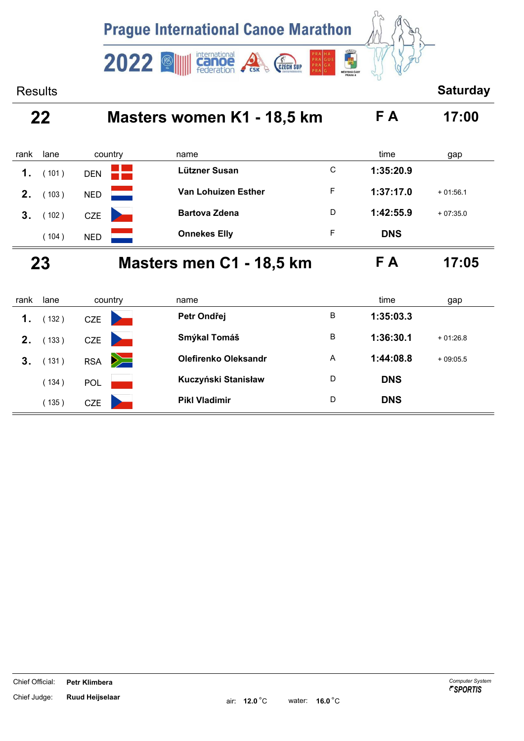# Prague International Canoe Marathon 2022

Results — Saturday

## 22 — Masters women K1 - 18,5 km — F A — 17:00

| rank | lane | country | name | | time | gap |
|---|---|---|---|---|---|---|
| 1. | ( 101 ) | DEN | **Lützner Susan** | C | **1:35:20.9** | |
| 2. | ( 103 ) | NED | **Van Lohuizen Esther** | F | **1:37:17.0** | + 01:56.1 |
| 3. | ( 102 ) | CZE | **Bartova Zdena** | D | **1:42:55.9** | + 07:35.0 |
| | ( 104 ) | NED | **Onnekes Elly** | F | **DNS** | |

## 23 — Masters men C1 - 18,5 km — F A — 17:05

| rank | lane | country | name | | time | gap |
|---|---|---|---|---|---|---|
| 1. | ( 132 ) | CZE | **Petr Ondřej** | B | **1:35:03.3** | |
| 2. | ( 133 ) | CZE | **Smýkal Tomáš** | B | **1:36:30.1** | + 01:26.8 |
| 3. | ( 131 ) | RSA | **Olefirenko Oleksandr** | A | **1:44:08.8** | + 09:05.5 |
| | ( 134 ) | POL | **Kuczyński Stanisław** | D | **DNS** | |
| | ( 135 ) | CZE | **Pikl Vladimir** | D | **DNS** | |

Chief Official: **Petr Klimbera**

Chief Judge: **Ruud Heijselaar**

air: **12.0** °C water: **16.0** °C

*Computer System* **SPORTIS**